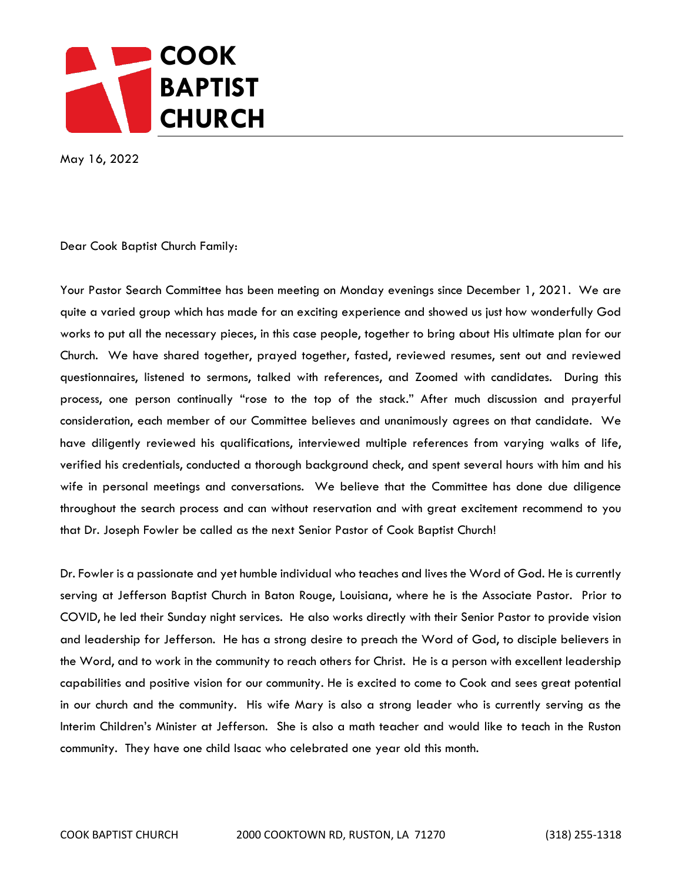# COOK BAPTIST CHURCH

May 16, 2022

Dear Cook Baptist Church Family:

Your Pastor Search Committee has been meeting on Monday evenings since December 1, 2021. We are quite a varied group which has made for an exciting experience and showed us just how wonderfully God works to put all the necessary pieces, in this case people, together to bring about His ultimate plan for our Church. We have shared together, prayed together, fasted, reviewed resumes, sent out and reviewed questionnaires, listened to sermons, talked with references, and Zoomed with candidates. During this process, one person continually "rose to the top of the stack." After much discussion and prayerful consideration, each member of our Committee believes and unanimously agrees on that candidate. We have diligently reviewed his qualifications, interviewed multiple references from varying walks of life, verified his credentials, conducted a thorough background check, and spent several hours with him and his wife in personal meetings and conversations. We believe that the Committee has done due diligence throughout the search process and can without reservation and with great excitement recommend to you that Dr. Joseph Fowler be called as the next Senior Pastor of Cook Baptist Church!

Dr. Fowler is a passionate and yet humble individual who teaches and lives the Word of God. He is currently serving at Jefferson Baptist Church in Baton Rouge, Louisiana, where he is the Associate Pastor. Prior to COVID, he led their Sunday night services. He also works directly with their Senior Pastor to provide vision and leadership for Jefferson. He has a strong desire to preach the Word of God, to disciple believers in the Word, and to work in the community to reach others for Christ. He is a person with excellent leadership capabilities and positive vision for our community. He is excited to come to Cook and sees great potential in our church and the community. His wife Mary is also a strong leader who is currently serving as the Interim Children's Minister at Jefferson. She is also a math teacher and would like to teach in the Ruston community. They have one child Isaac who celebrated one year old this month.

COOK BAPTIST CHURCH 2000 COOKTOWN RD, RUSTON, LA 71270 (318) 255-1318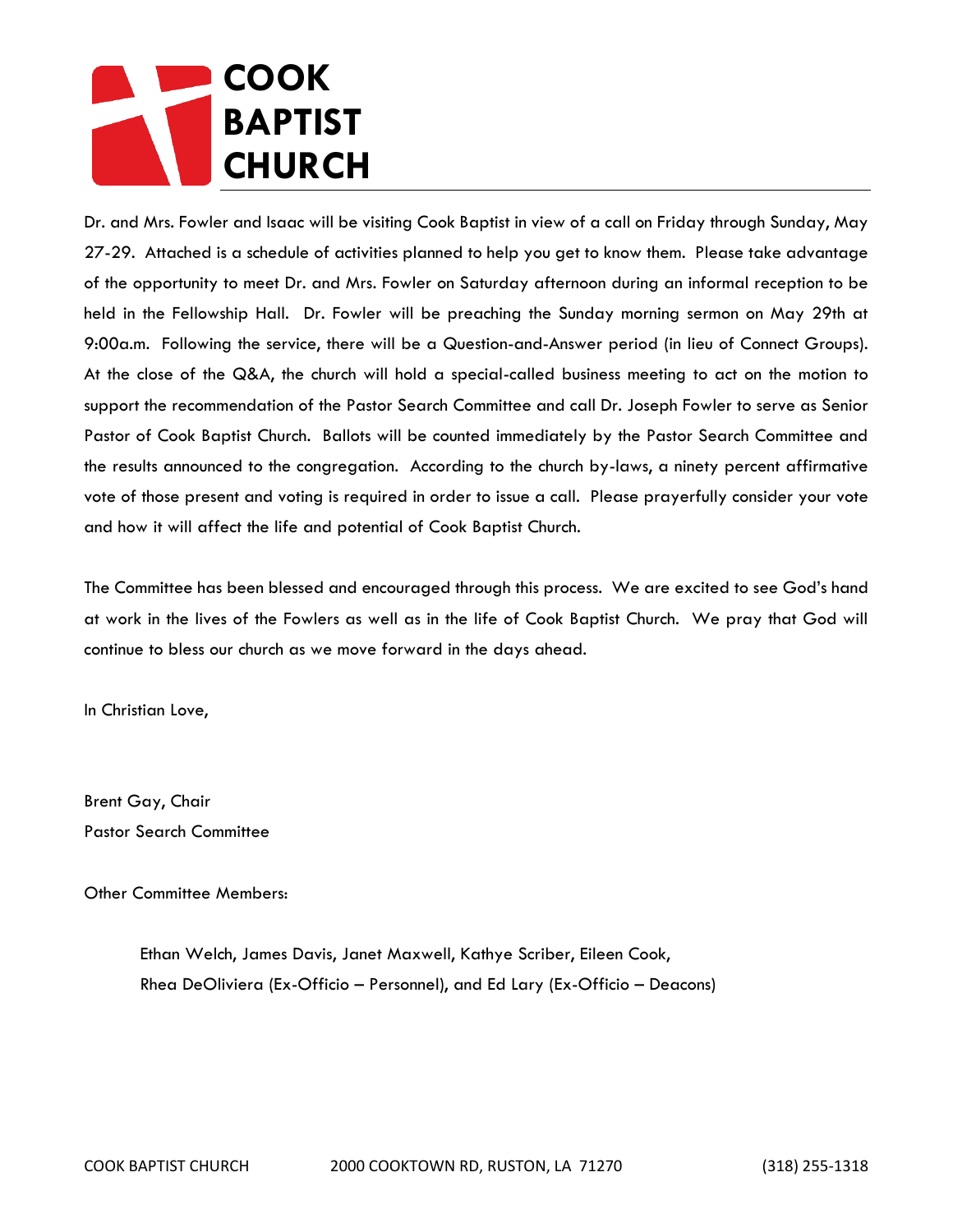# COOK BAPTIST CHURCH

Dr. and Mrs. Fowler and Isaac will be visiting Cook Baptist in view of a call on Friday through Sunday, May 27-29. Attached is a schedule of activities planned to help you get to know them. Please take advantage of the opportunity to meet Dr. and Mrs. Fowler on Saturday afternoon during an informal reception to be held in the Fellowship Hall. Dr. Fowler will be preaching the Sunday morning sermon on May 29th at 9:00a.m. Following the service, there will be a Question-and-Answer period (in lieu of Connect Groups). At the close of the Q&A, the church will hold a special-called business meeting to act on the motion to support the recommendation of the Pastor Search Committee and call Dr. Joseph Fowler to serve as Senior Pastor of Cook Baptist Church. Ballots will be counted immediately by the Pastor Search Committee and the results announced to the congregation. According to the church by-laws, a ninety percent affirmative vote of those present and voting is required in order to issue a call. Please prayerfully consider your vote and how it will affect the life and potential of Cook Baptist Church.

The Committee has been blessed and encouraged through this process. We are excited to see God's hand at work in the lives of the Fowlers as well as in the life of Cook Baptist Church. We pray that God will continue to bless our church as we move forward in the days ahead.

In Christian Love,

Brent Gay, Chair
Pastor Search Committee

Other Committee Members:

Ethan Welch, James Davis, Janet Maxwell, Kathye Scriber, Eileen Cook,
Rhea DeOliviera (Ex-Officio – Personnel), and Ed Lary (Ex-Officio – Deacons)

COOK BAPTIST CHURCH 2000 COOKTOWN RD, RUSTON, LA 71270 (318) 255-1318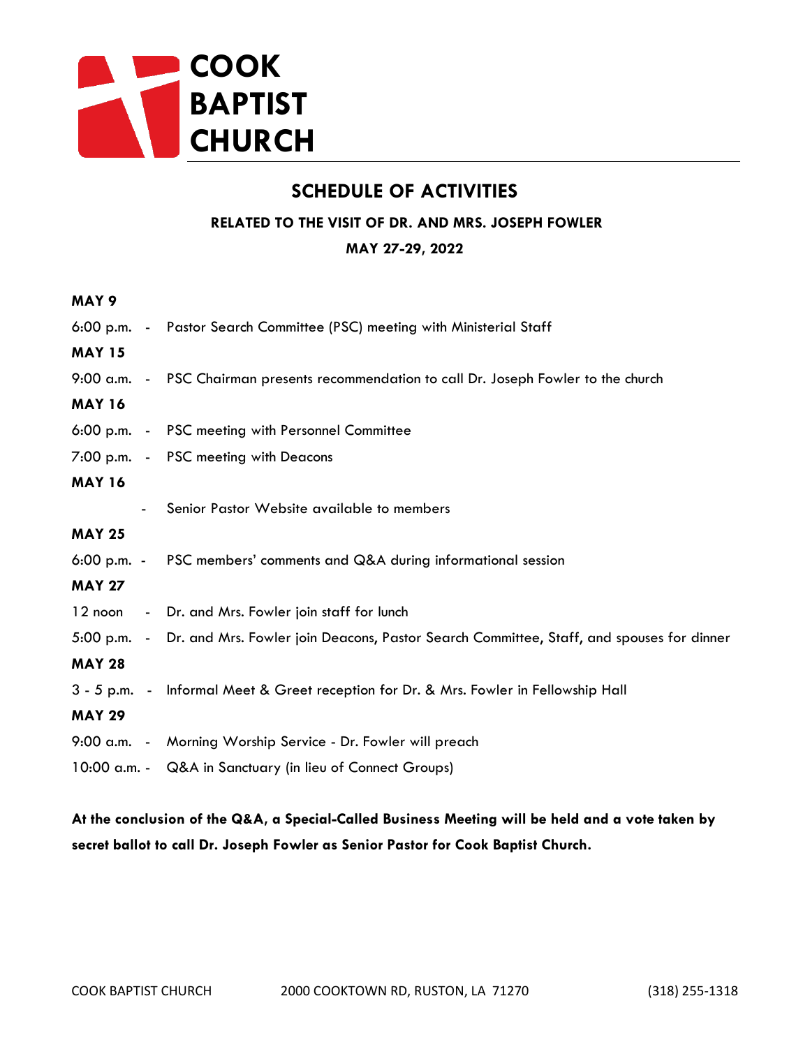# COOK BAPTIST CHURCH

## SCHEDULE OF ACTIVITIES

### RELATED TO THE VISIT OF DR. AND MRS. JOSEPH FOWLER

### MAY 27-29, 2022

**MAY 9**

6:00 p.m. - Pastor Search Committee (PSC) meeting with Ministerial Staff

**MAY 15**

9:00 a.m. - PSC Chairman presents recommendation to call Dr. Joseph Fowler to the church

**MAY 16**

6:00 p.m. - PSC meeting with Personnel Committee

7:00 p.m. - PSC meeting with Deacons

**MAY 16**

- Senior Pastor Website available to members

**MAY 25**

6:00 p.m. - PSC members' comments and Q&A during informational session

**MAY 27**

12 noon - Dr. and Mrs. Fowler join staff for lunch

5:00 p.m. - Dr. and Mrs. Fowler join Deacons, Pastor Search Committee, Staff, and spouses for dinner

**MAY 28**

3 - 5 p.m. - Informal Meet & Greet reception for Dr. & Mrs. Fowler in Fellowship Hall

**MAY 29**

9:00 a.m. - Morning Worship Service - Dr. Fowler will preach

10:00 a.m. - Q&A in Sanctuary (in lieu of Connect Groups)

**At the conclusion of the Q&A, a Special-Called Business Meeting will be held and a vote taken by secret ballot to call Dr. Joseph Fowler as Senior Pastor for Cook Baptist Church.**

COOK BAPTIST CHURCH 2000 COOKTOWN RD, RUSTON, LA 71270 (318) 255-1318